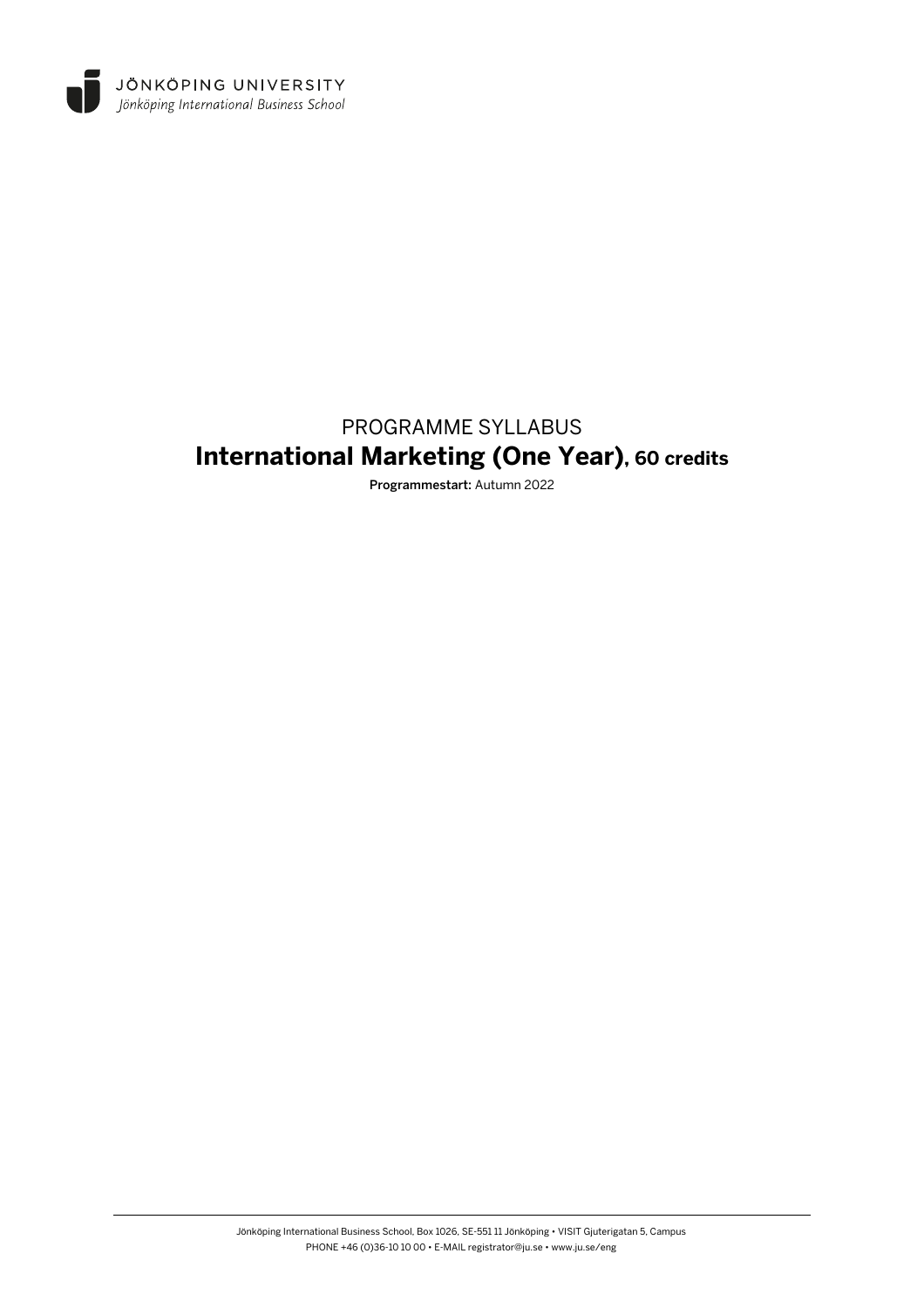JÖNKÖPING UNIVERSITY
*Jönköping International Business School*

# PROGRAMME SYLLABUS

## International Marketing (One Year), 60 credits

**Programmestart:** Autumn 2022

Jönköping International Business School, Box 1026, SE-551 11 Jönköping • VISIT Gjuterigatan 5, Campus
PHONE +46 (0)36-10 10 00 • E-MAIL registrator@ju.se • www.ju.se/eng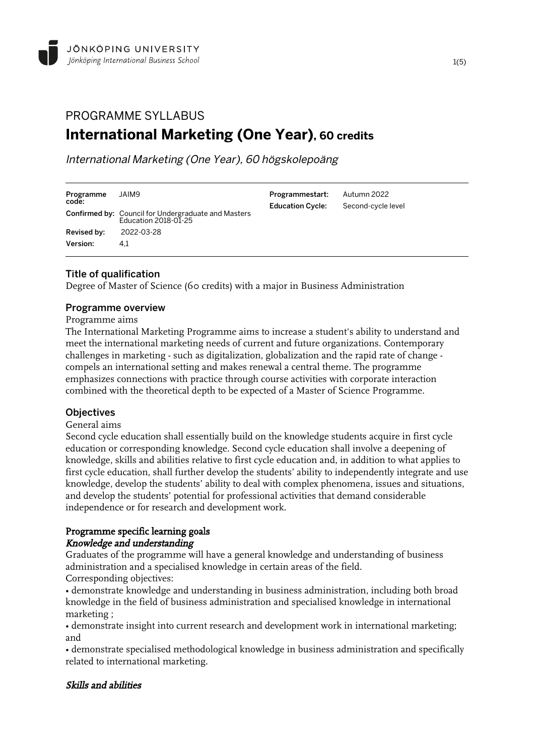# PROGRAMME SYLLABUS

## International Marketing (One Year), 60 credits

*International Marketing (One Year), 60 högskolepoäng*

| | | | |
|---|---|---|---|
| **Programme code:** | JAIM9 | **Programmestart:** | Autumn 2022 |
| **Confirmed by:** | Council for Undergraduate and Masters Education 2018-01-25 | **Education Cycle:** | Second-cycle level |
| **Revised by:** | 2022-03-28 | | |
| **Version:** | 4,1 | | |

### Title of qualification

Degree of Master of Science (60 credits) with a major in Business Administration

### Programme overview

Programme aims

The International Marketing Programme aims to increase a student's ability to understand and meet the international marketing needs of current and future organizations. Contemporary challenges in marketing - such as digitalization, globalization and the rapid rate of change - compels an international setting and makes renewal a central theme. The programme emphasizes connections with practice through course activities with corporate interaction combined with the theoretical depth to be expected of a Master of Science Programme.

### Objectives

General aims

Second cycle education shall essentially build on the knowledge students acquire in first cycle education or corresponding knowledge. Second cycle education shall involve a deepening of knowledge, skills and abilities relative to first cycle education and, in addition to what applies to first cycle education, shall further develop the students' ability to independently integrate and use knowledge, develop the students' ability to deal with complex phenomena, issues and situations, and develop the students' potential for professional activities that demand considerable independence or for research and development work.

**Programme specific learning goals**

***Knowledge and understanding***

Graduates of the programme will have a general knowledge and understanding of business administration and a specialised knowledge in certain areas of the field.

Corresponding objectives:

• demonstrate knowledge and understanding in business administration, including both broad knowledge in the field of business administration and specialised knowledge in international marketing ;

• demonstrate insight into current research and development work in international marketing; and

• demonstrate specialised methodological knowledge in business administration and specifically related to international marketing.

***Skills and abilities***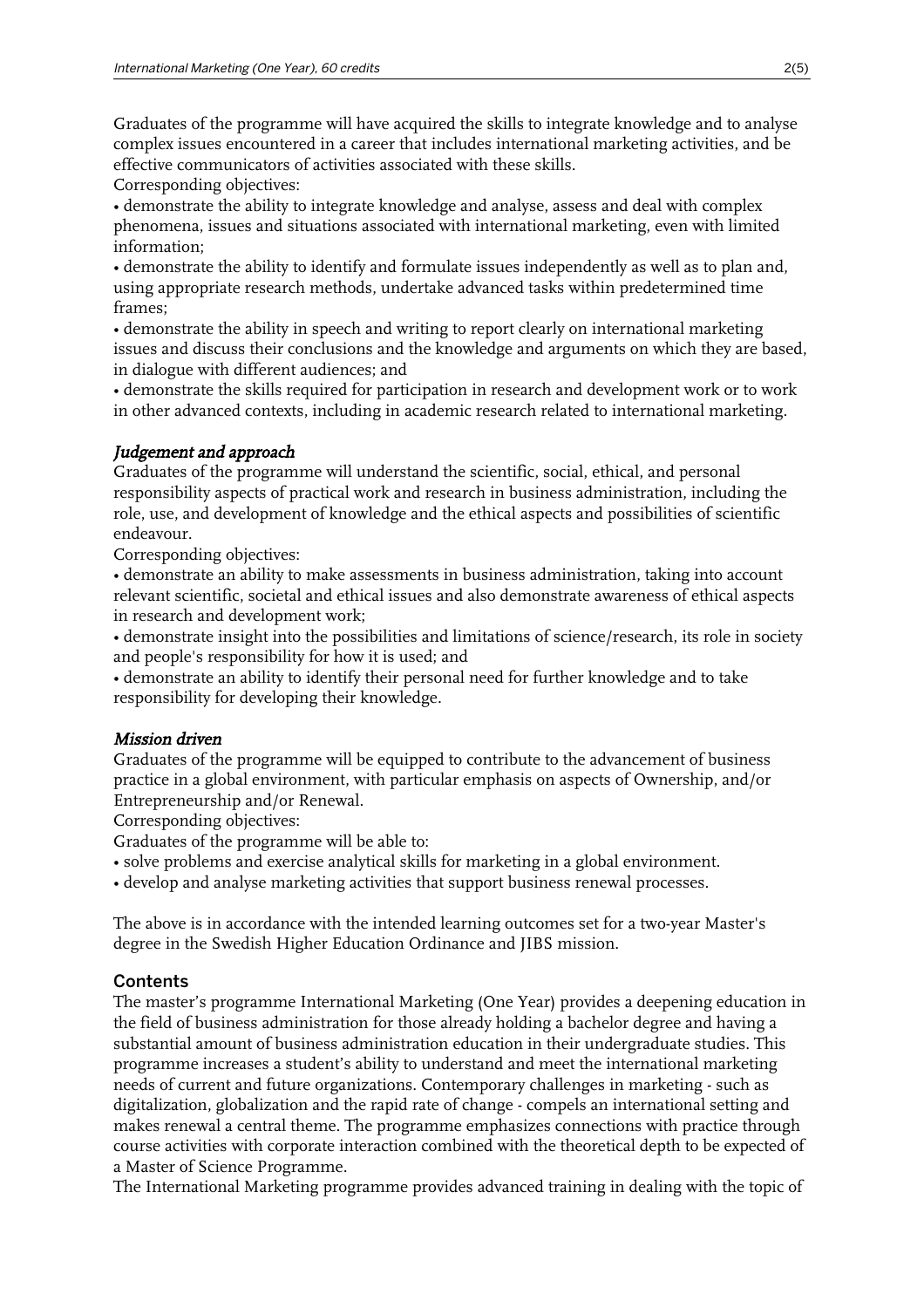Graduates of the programme will have acquired the skills to integrate knowledge and to analyse complex issues encountered in a career that includes international marketing activities, and be effective communicators of activities associated with these skills.
Corresponding objectives:

• demonstrate the ability to integrate knowledge and analyse, assess and deal with complex phenomena, issues and situations associated with international marketing, even with limited information;
• demonstrate the ability to identify and formulate issues independently as well as to plan and, using appropriate research methods, undertake advanced tasks within predetermined time frames;
• demonstrate the ability in speech and writing to report clearly on international marketing issues and discuss their conclusions and the knowledge and arguments on which they are based, in dialogue with different audiences; and
• demonstrate the skills required for participation in research and development work or to work in other advanced contexts, including in academic research related to international marketing.

### *Judgement and approach*

Graduates of the programme will understand the scientific, social, ethical, and personal responsibility aspects of practical work and research in business administration, including the role, use, and development of knowledge and the ethical aspects and possibilities of scientific endeavour.
Corresponding objectives:

• demonstrate an ability to make assessments in business administration, taking into account relevant scientific, societal and ethical issues and also demonstrate awareness of ethical aspects in research and development work;
• demonstrate insight into the possibilities and limitations of science/research, its role in society and people's responsibility for how it is used; and
• demonstrate an ability to identify their personal need for further knowledge and to take responsibility for developing their knowledge.

### *Mission driven*

Graduates of the programme will be equipped to contribute to the advancement of business practice in a global environment, with particular emphasis on aspects of Ownership, and/or Entrepreneurship and/or Renewal.
Corresponding objectives:
Graduates of the programme will be able to:

• solve problems and exercise analytical skills for marketing in a global environment.
• develop and analyse marketing activities that support business renewal processes.

The above is in accordance with the intended learning outcomes set for a two-year Master's degree in the Swedish Higher Education Ordinance and JIBS mission.

## Contents

The master's programme International Marketing (One Year) provides a deepening education in the field of business administration for those already holding a bachelor degree and having a substantial amount of business administration education in their undergraduate studies. This programme increases a student's ability to understand and meet the international marketing needs of current and future organizations. Contemporary challenges in marketing - such as digitalization, globalization and the rapid rate of change - compels an international setting and makes renewal a central theme. The programme emphasizes connections with practice through course activities with corporate interaction combined with the theoretical depth to be expected of a Master of Science Programme.
The International Marketing programme provides advanced training in dealing with the topic of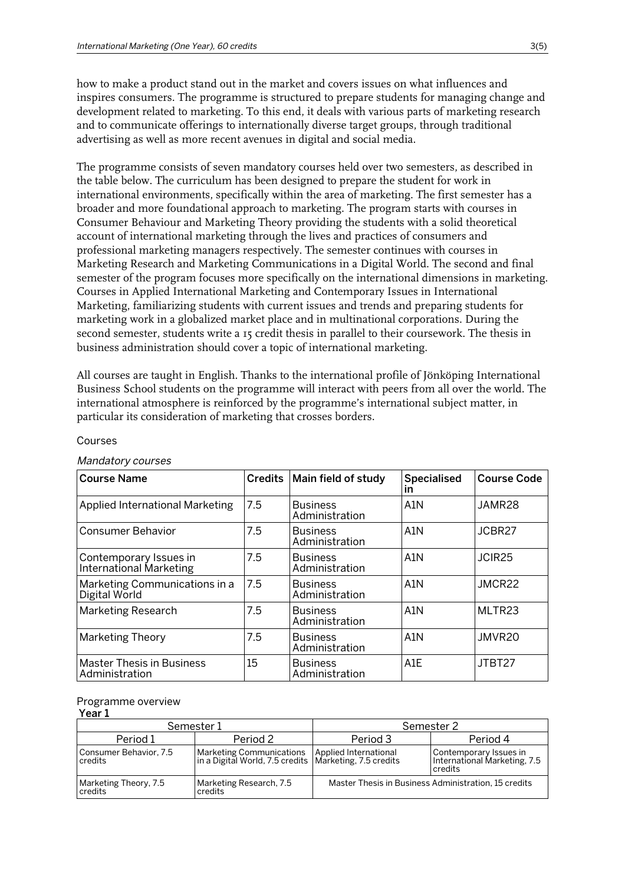how to make a product stand out in the market and covers issues on what influences and inspires consumers. The programme is structured to prepare students for managing change and development related to marketing. To this end, it deals with various parts of marketing research and to communicate offerings to internationally diverse target groups, through traditional advertising as well as more recent avenues in digital and social media.

The programme consists of seven mandatory courses held over two semesters, as described in the table below. The curriculum has been designed to prepare the student for work in international environments, specifically within the area of marketing. The first semester has a broader and more foundational approach to marketing. The program starts with courses in Consumer Behaviour and Marketing Theory providing the students with a solid theoretical account of international marketing through the lives and practices of consumers and professional marketing managers respectively. The semester continues with courses in Marketing Research and Marketing Communications in a Digital World. The second and final semester of the program focuses more specifically on the international dimensions in marketing. Courses in Applied International Marketing and Contemporary Issues in International Marketing, familiarizing students with current issues and trends and preparing students for marketing work in a globalized market place and in multinational corporations. During the second semester, students write a 15 credit thesis in parallel to their coursework. The thesis in business administration should cover a topic of international marketing.

All courses are taught in English. Thanks to the international profile of Jönköping International Business School students on the programme will interact with peers from all over the world. The international atmosphere is reinforced by the programme's international subject matter, in particular its consideration of marketing that crosses borders.

Courses

*Mandatory courses*

| Course Name | Credits | Main field of study | Specialised in | Course Code |
|---|---|---|---|---|
| Applied International Marketing | 7.5 | Business Administration | A1N | JAMR28 |
| Consumer Behavior | 7.5 | Business Administration | A1N | JCBR27 |
| Contemporary Issues in International Marketing | 7.5 | Business Administration | A1N | JCIR25 |
| Marketing Communications in a Digital World | 7.5 | Business Administration | A1N | JMCR22 |
| Marketing Research | 7.5 | Business Administration | A1N | MLTR23 |
| Marketing Theory | 7.5 | Business Administration | A1N | JMVR20 |
| Master Thesis in Business Administration | 15 | Business Administration | A1E | JTBT27 |

Programme overview

**Year 1**

| Semester 1 | | Semester 2 | |
|---|---|---|---|
| Period 1 | Period 2 | Period 3 | Period 4 |
| Consumer Behavior, 7.5 credits | Marketing Communications in a Digital World, 7.5 credits | Applied International Marketing, 7.5 credits | Contemporary Issues in International Marketing, 7.5 credits |
| Marketing Theory, 7.5 credits | Marketing Research, 7.5 credits | Master Thesis in Business Administration, 15 credits | |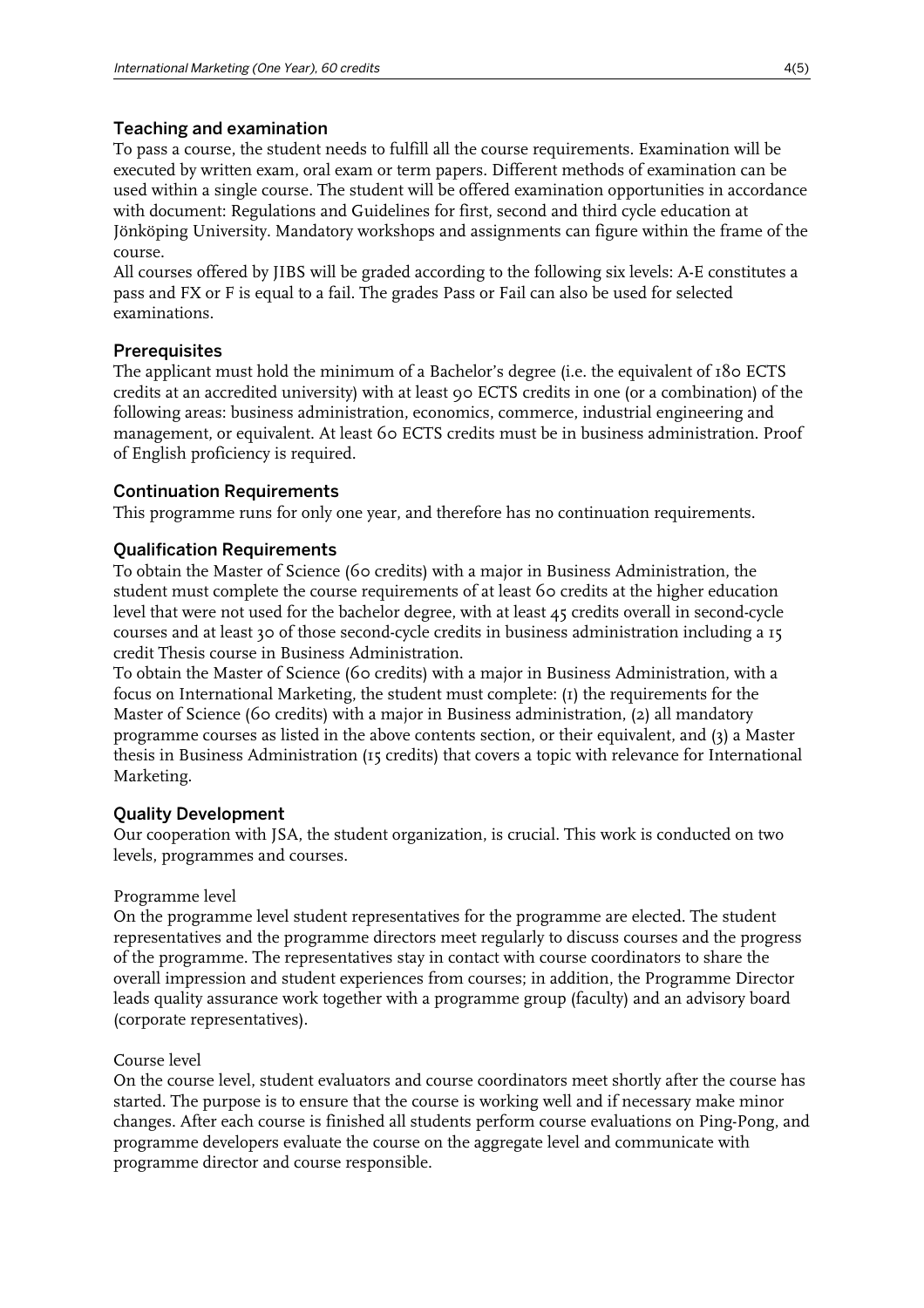## Teaching and examination

To pass a course, the student needs to fulfill all the course requirements. Examination will be executed by written exam, oral exam or term papers. Different methods of examination can be used within a single course. The student will be offered examination opportunities in accordance with document: Regulations and Guidelines for first, second and third cycle education at Jönköping University. Mandatory workshops and assignments can figure within the frame of the course.

All courses offered by JIBS will be graded according to the following six levels: A-E constitutes a pass and FX or F is equal to a fail. The grades Pass or Fail can also be used for selected examinations.

## Prerequisites

The applicant must hold the minimum of a Bachelor's degree (i.e. the equivalent of 180 ECTS credits at an accredited university) with at least 90 ECTS credits in one (or a combination) of the following areas: business administration, economics, commerce, industrial engineering and management, or equivalent. At least 60 ECTS credits must be in business administration. Proof of English proficiency is required.

## Continuation Requirements

This programme runs for only one year, and therefore has no continuation requirements.

## Qualification Requirements

To obtain the Master of Science (60 credits) with a major in Business Administration, the student must complete the course requirements of at least 60 credits at the higher education level that were not used for the bachelor degree, with at least 45 credits overall in second-cycle courses and at least 30 of those second-cycle credits in business administration including a 15 credit Thesis course in Business Administration.

To obtain the Master of Science (60 credits) with a major in Business Administration, with a focus on International Marketing, the student must complete: (1) the requirements for the Master of Science (60 credits) with a major in Business administration, (2) all mandatory programme courses as listed in the above contents section, or their equivalent, and (3) a Master thesis in Business Administration (15 credits) that covers a topic with relevance for International Marketing.

## Quality Development

Our cooperation with JSA, the student organization, is crucial. This work is conducted on two levels, programmes and courses.

### Programme level

On the programme level student representatives for the programme are elected. The student representatives and the programme directors meet regularly to discuss courses and the progress of the programme. The representatives stay in contact with course coordinators to share the overall impression and student experiences from courses; in addition, the Programme Director leads quality assurance work together with a programme group (faculty) and an advisory board (corporate representatives).

### Course level

On the course level, student evaluators and course coordinators meet shortly after the course has started. The purpose is to ensure that the course is working well and if necessary make minor changes. After each course is finished all students perform course evaluations on Ping-Pong, and programme developers evaluate the course on the aggregate level and communicate with programme director and course responsible.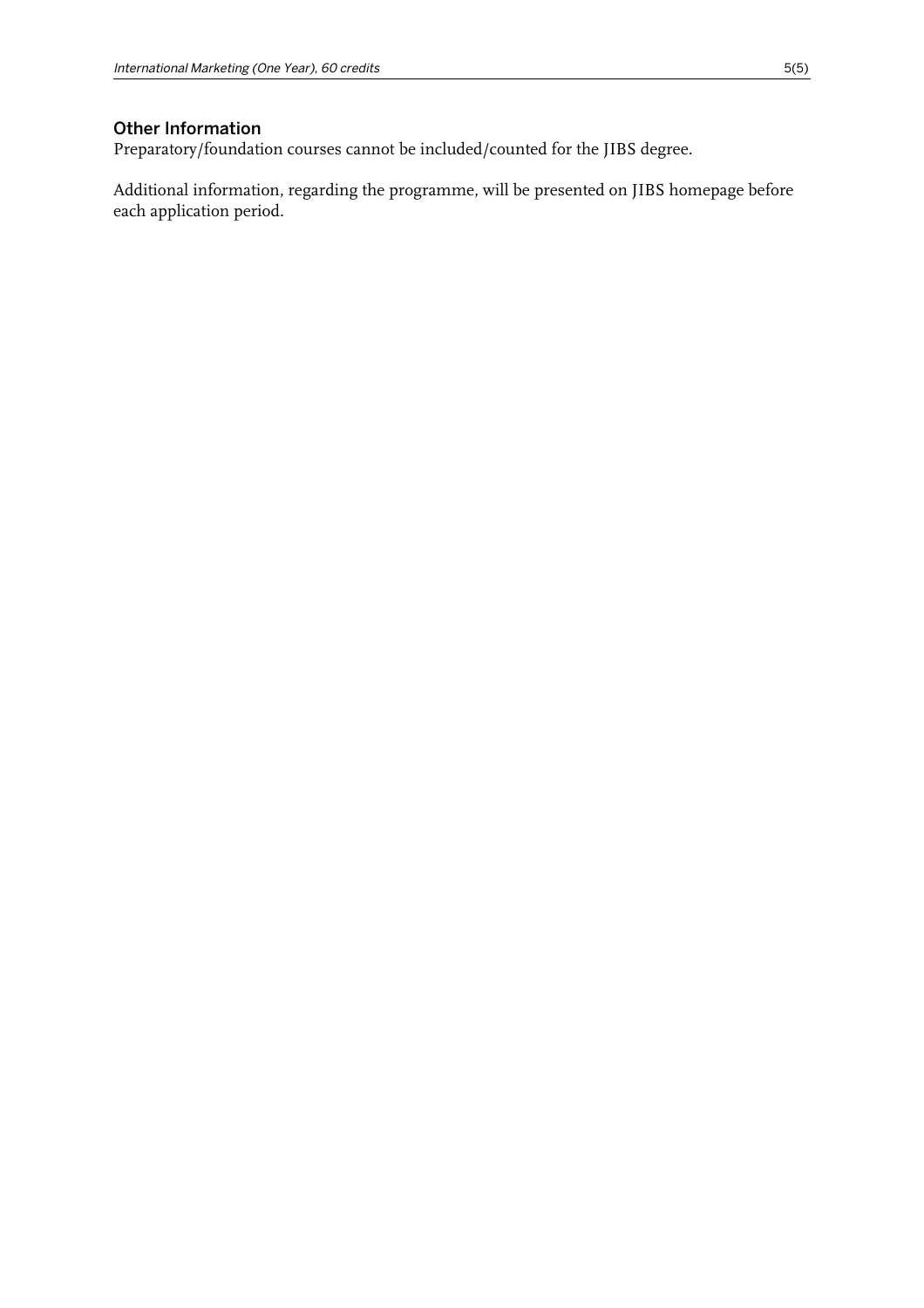## Other Information

Preparatory/foundation courses cannot be included/counted for the JIBS degree.

Additional information, regarding the programme, will be presented on JIBS homepage before each application period.